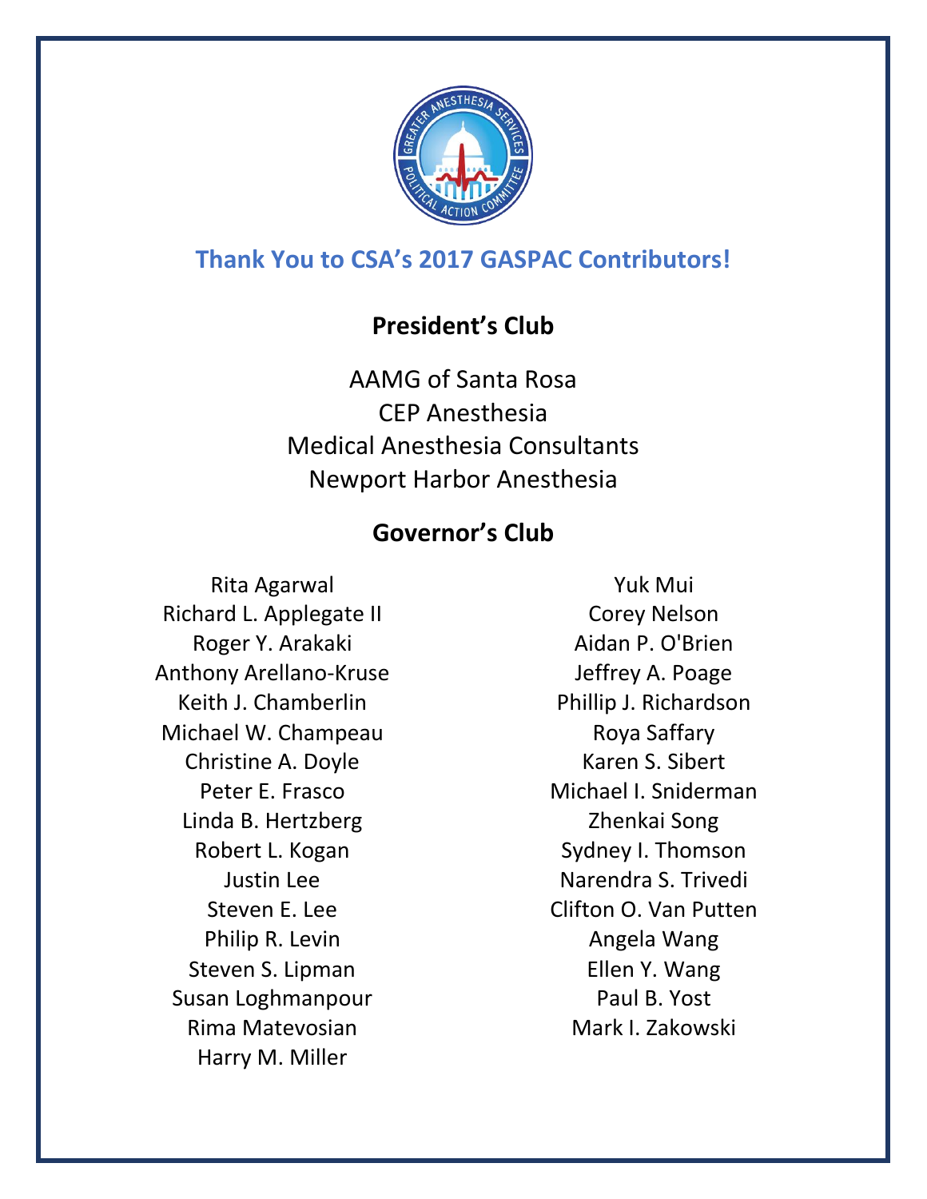## Thank You to CSA's 2017 GASPAC Contributors!

### President's Club

AAMG of Santa Rosa
CEP Anesthesia
Medical Anesthesia Consultants
Newport Harbor Anesthesia

### Governor's Club

Rita Agarwal
Richard L. Applegate II
Roger Y. Arakaki
Anthony Arellano-Kruse
Keith J. Chamberlin
Michael W. Champeau
Christine A. Doyle
Peter E. Frasco
Linda B. Hertzberg
Robert L. Kogan
Justin Lee
Steven E. Lee
Philip R. Levin
Steven S. Lipman
Susan Loghmanpour
Rima Matevosian
Harry M. Miller
Yuk Mui
Corey Nelson
Aidan P. O'Brien
Jeffrey A. Poage
Phillip J. Richardson
Roya Saffary
Karen S. Sibert
Michael I. Sniderman
Zhenkai Song
Sydney I. Thomson
Narendra S. Trivedi
Clifton O. Van Putten
Angela Wang
Ellen Y. Wang
Paul B. Yost
Mark I. Zakowski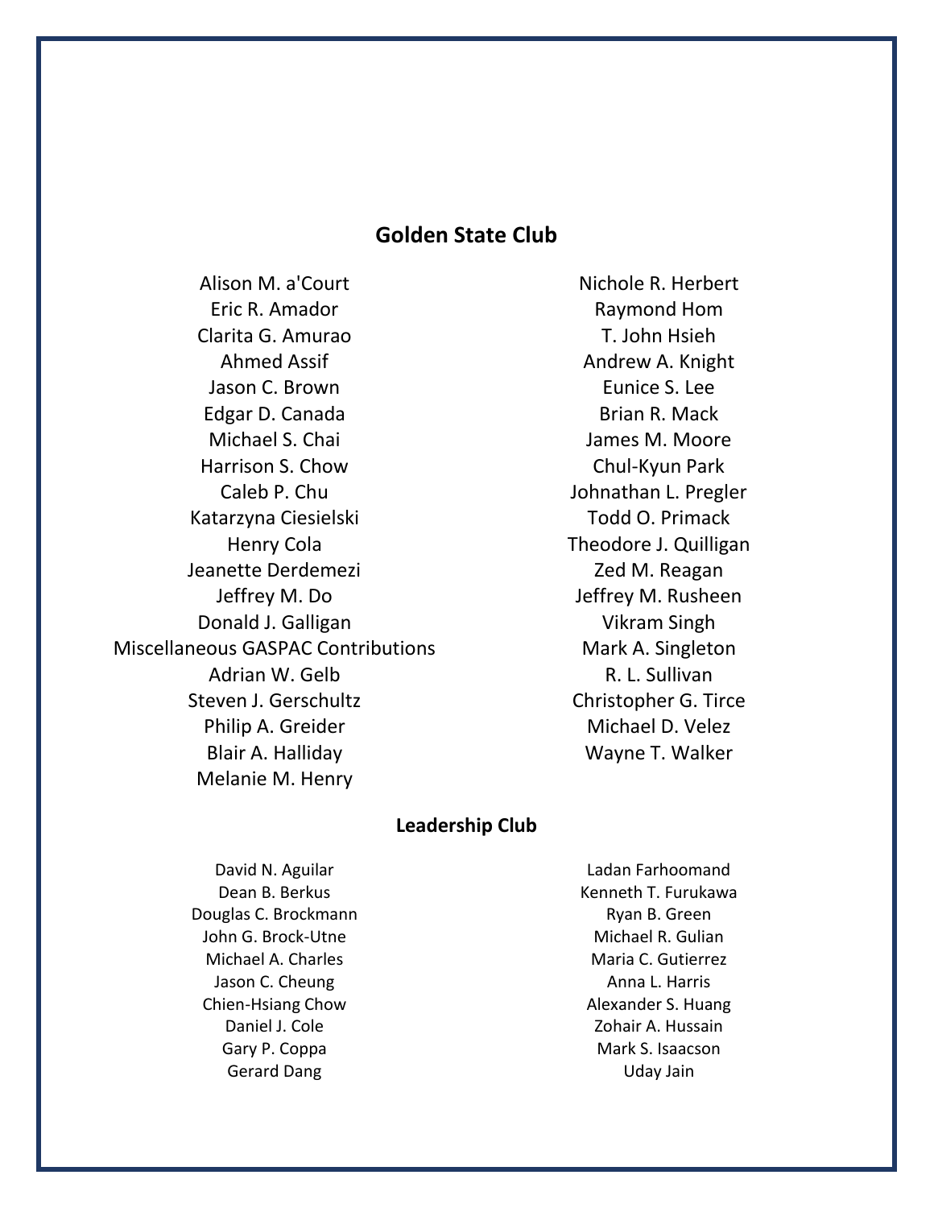## Golden State Club

Alison M. a'Court
Eric R. Amador
Clarita G. Amurao
Ahmed Assif
Jason C. Brown
Edgar D. Canada
Michael S. Chai
Harrison S. Chow
Caleb P. Chu
Katarzyna Ciesielski
Henry Cola
Jeanette Derdemezi
Jeffrey M. Do
Donald J. Galligan
Miscellaneous GASPAC Contributions
Adrian W. Gelb
Steven J. Gerschultz
Philip A. Greider
Blair A. Halliday
Melanie M. Henry
Nichole R. Herbert
Raymond Hom
T. John Hsieh
Andrew A. Knight
Eunice S. Lee
Brian R. Mack
James M. Moore
Chul-Kyun Park
Johnathan L. Pregler
Todd O. Primack
Theodore J. Quilligan
Zed M. Reagan
Jeffrey M. Rusheen
Vikram Singh
Mark A. Singleton
R. L. Sullivan
Christopher G. Tirce
Michael D. Velez
Wayne T. Walker

## Leadership Club

David N. Aguilar
Dean B. Berkus
Douglas C. Brockmann
John G. Brock-Utne
Michael A. Charles
Jason C. Cheung
Chien-Hsiang Chow
Daniel J. Cole
Gary P. Coppa
Gerard Dang
Ladan Farhoomand
Kenneth T. Furukawa
Ryan B. Green
Michael R. Gulian
Maria C. Gutierrez
Anna L. Harris
Alexander S. Huang
Zohair A. Hussain
Mark S. Isaacson
Uday Jain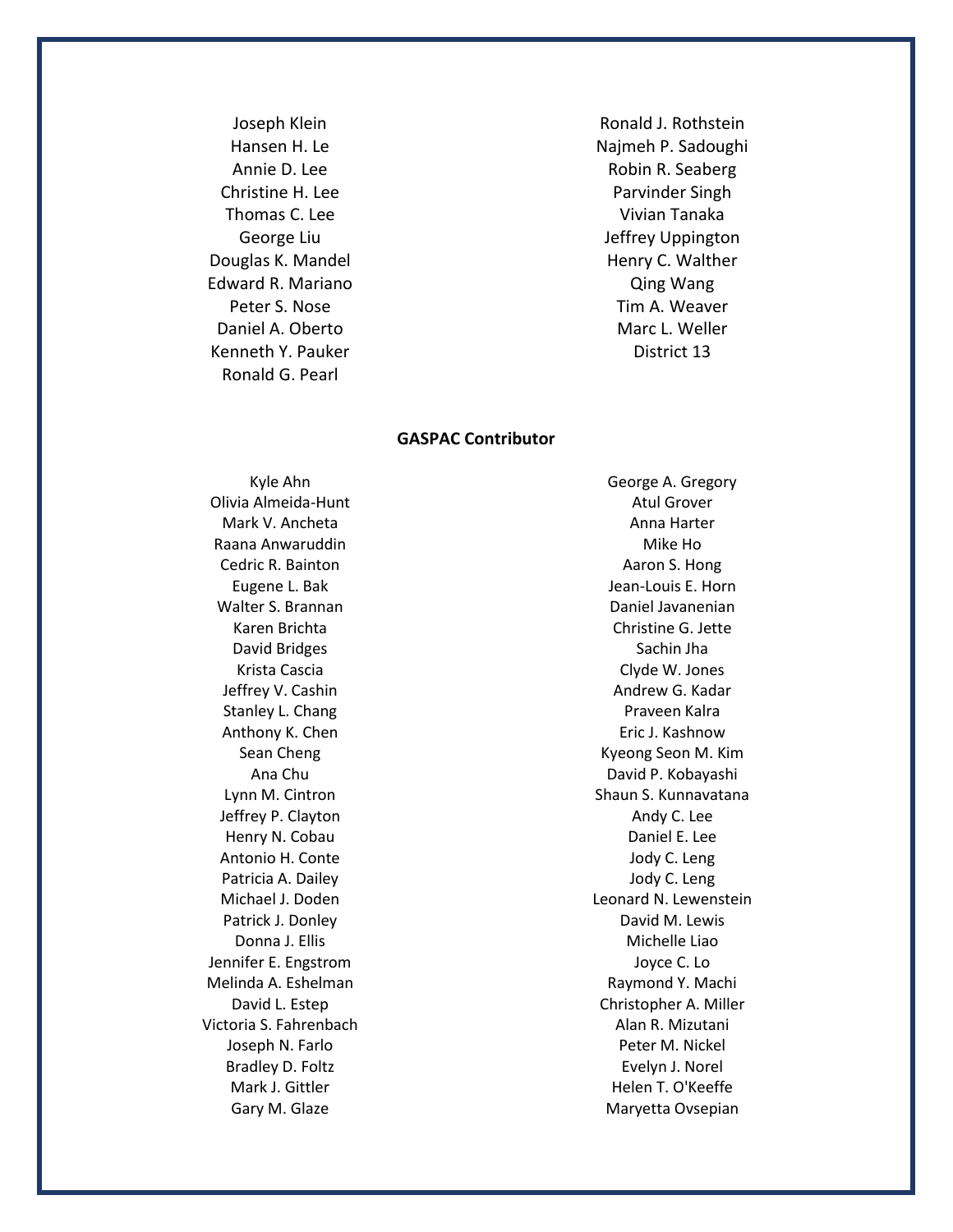Joseph Klein
Hansen H. Le
Annie D. Lee
Christine H. Lee
Thomas C. Lee
George Liu
Douglas K. Mandel
Edward R. Mariano
Peter S. Nose
Daniel A. Oberto
Kenneth Y. Pauker
Ronald G. Pearl
Ronald J. Rothstein
Najmeh P. Sadoughi
Robin R. Seaberg
Parvinder Singh
Vivian Tanaka
Jeffrey Uppington
Henry C. Walther
Qing Wang
Tim A. Weaver
Marc L. Weller
District 13

**GASPAC Contributor**

Kyle Ahn
Olivia Almeida-Hunt
Mark V. Ancheta
Raana Anwaruddin
Cedric R. Bainton
Eugene L. Bak
Walter S. Brannan
Karen Brichta
David Bridges
Krista Cascia
Jeffrey V. Cashin
Stanley L. Chang
Anthony K. Chen
Sean Cheng
Ana Chu
Lynn M. Cintron
Jeffrey P. Clayton
Henry N. Cobau
Antonio H. Conte
Patricia A. Dailey
Michael J. Doden
Patrick J. Donley
Donna J. Ellis
Jennifer E. Engstrom
Melinda A. Eshelman
David L. Estep
Victoria S. Fahrenbach
Joseph N. Farlo
Bradley D. Foltz
Mark J. Gittler
Gary M. Glaze
George A. Gregory
Atul Grover
Anna Harter
Mike Ho
Aaron S. Hong
Jean-Louis E. Horn
Daniel Javanenian
Christine G. Jette
Sachin Jha
Clyde W. Jones
Andrew G. Kadar
Praveen Kalra
Eric J. Kashnow
Kyeong Seon M. Kim
David P. Kobayashi
Shaun S. Kunnavatana
Andy C. Lee
Daniel E. Lee
Jody C. Leng
Jody C. Leng
Leonard N. Lewenstein
David M. Lewis
Michelle Liao
Joyce C. Lo
Raymond Y. Machi
Christopher A. Miller
Alan R. Mizutani
Peter M. Nickel
Evelyn J. Norel
Helen T. O'Keeffe
Maryetta Ovsepian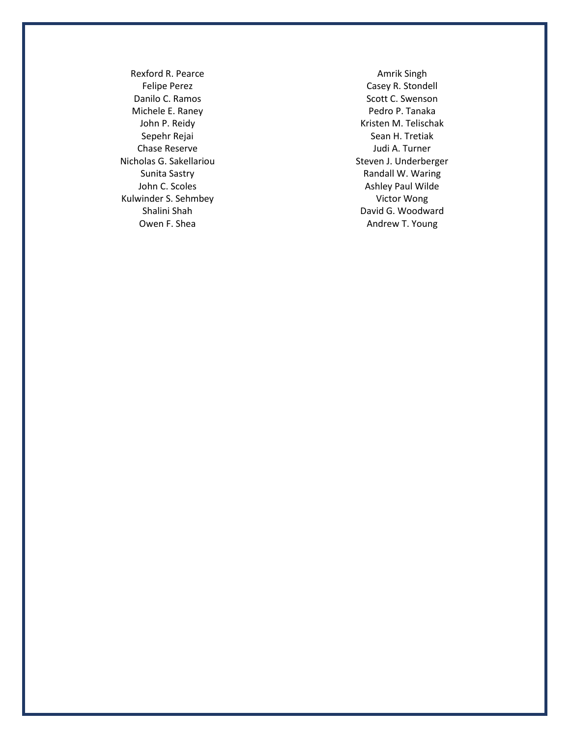Rexford R. Pearce
Felipe Perez
Danilo C. Ramos
Michele E. Raney
John P. Reidy
Sepehr Rejai
Chase Reserve
Nicholas G. Sakellariou
Sunita Sastry
John C. Scoles
Kulwinder S. Sehmbey
Shalini Shah
Owen F. Shea
Amrik Singh
Casey R. Stondell
Scott C. Swenson
Pedro P. Tanaka
Kristen M. Telischak
Sean H. Tretiak
Judi A. Turner
Steven J. Underberger
Randall W. Waring
Ashley Paul Wilde
Victor Wong
David G. Woodward
Andrew T. Young